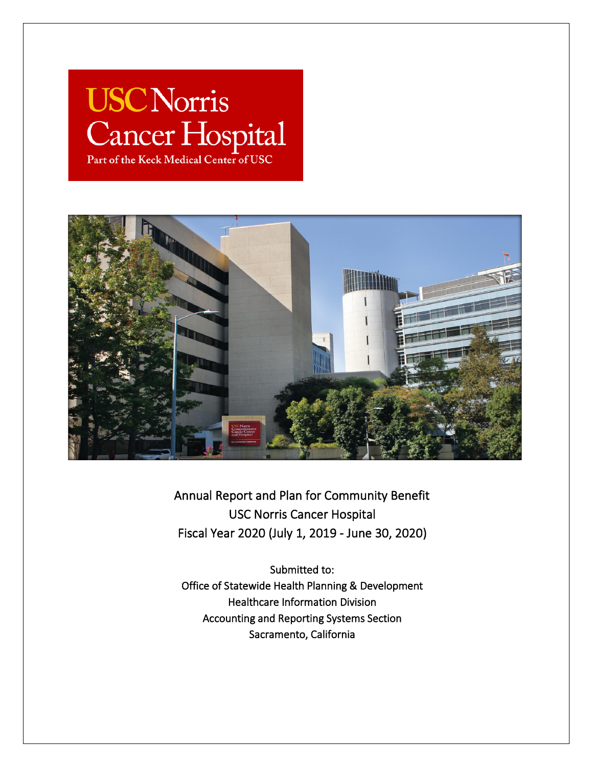USC Norris Cancer Hospital

Part of the Keck Medical Center of USC

Annual Report and Plan for Community Benefit

USC Norris Cancer Hospital

Fiscal Year 2020 (July 1, 2019 - June 30, 2020)

Submitted to:

Office of Statewide Health Planning & Development

Healthcare Information Division

Accounting and Reporting Systems Section

Sacramento, California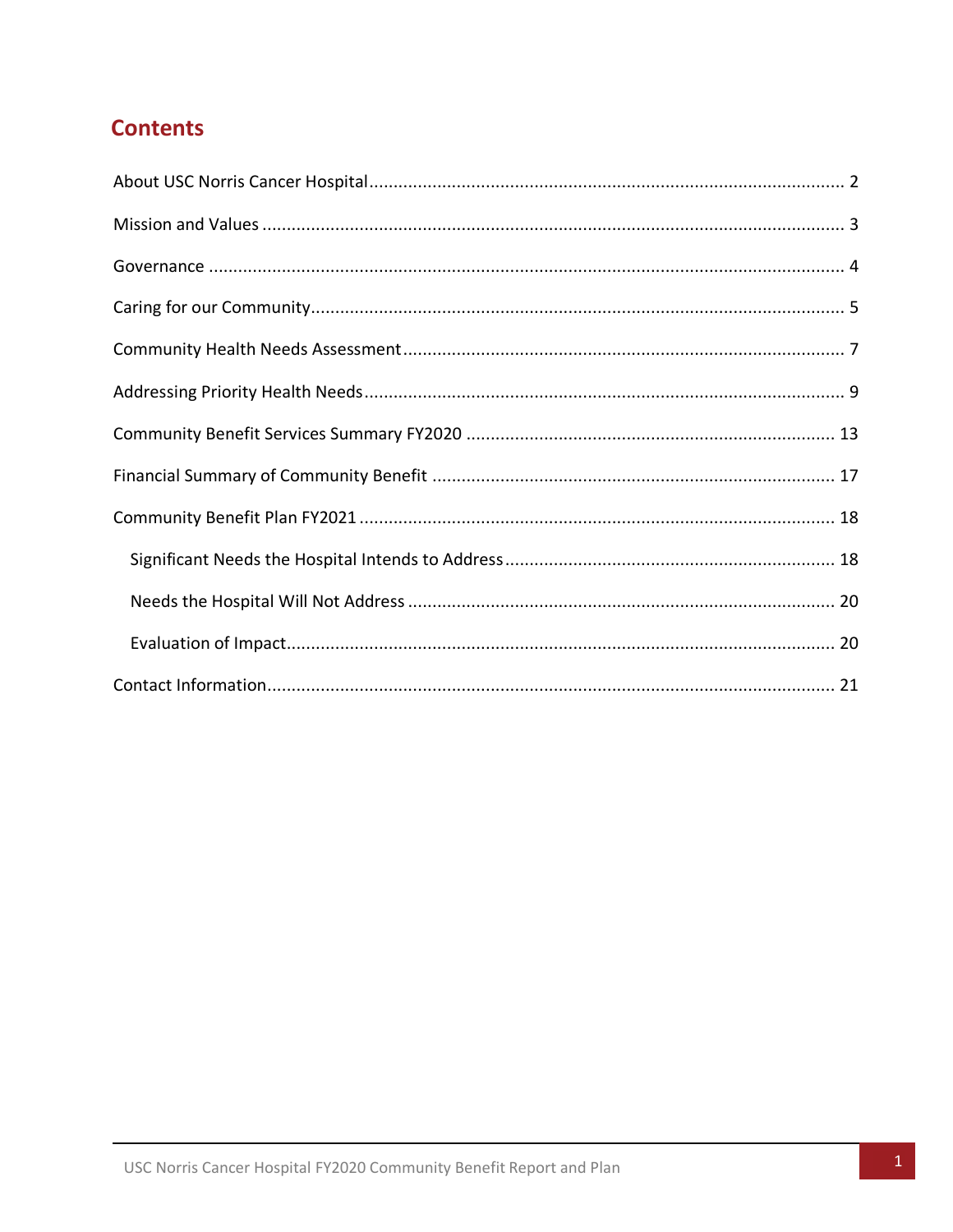# Contents

About USC Norris Cancer Hospital .......... 2

Mission and Values .......... 3

Governance .......... 4

Caring for our Community .......... 5

Community Health Needs Assessment .......... 7

Addressing Priority Health Needs .......... 9

Community Benefit Services Summary FY2020 .......... 13

Financial Summary of Community Benefit .......... 17

Community Benefit Plan FY2021 .......... 18

- Significant Needs the Hospital Intends to Address .......... 18
- Needs the Hospital Will Not Address .......... 20
- Evaluation of Impact .......... 20

Contact Information .......... 21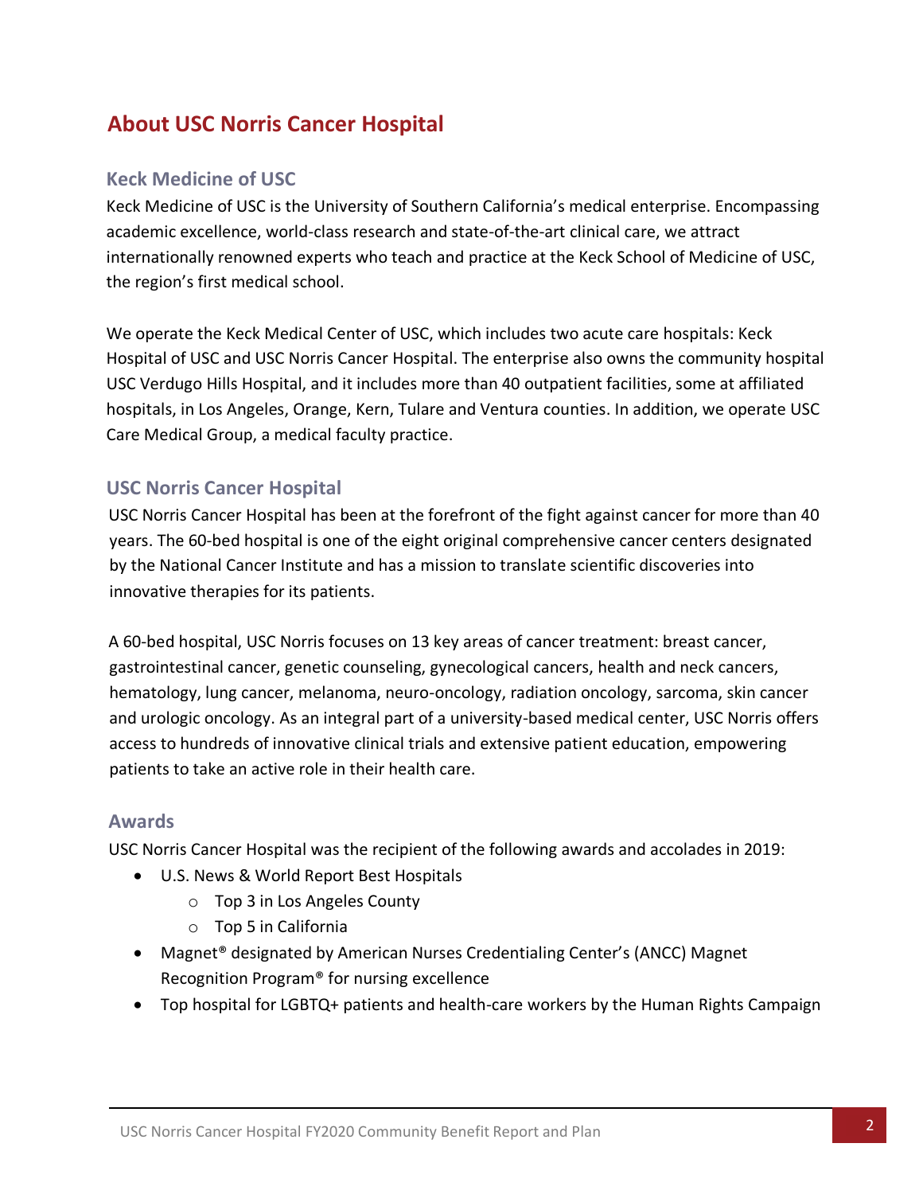# About USC Norris Cancer Hospital

## Keck Medicine of USC

Keck Medicine of USC is the University of Southern California's medical enterprise. Encompassing academic excellence, world-class research and state-of-the-art clinical care, we attract internationally renowned experts who teach and practice at the Keck School of Medicine of USC, the region's first medical school.

We operate the Keck Medical Center of USC, which includes two acute care hospitals: Keck Hospital of USC and USC Norris Cancer Hospital. The enterprise also owns the community hospital USC Verdugo Hills Hospital, and it includes more than 40 outpatient facilities, some at affiliated hospitals, in Los Angeles, Orange, Kern, Tulare and Ventura counties. In addition, we operate USC Care Medical Group, a medical faculty practice.

## USC Norris Cancer Hospital

USC Norris Cancer Hospital has been at the forefront of the fight against cancer for more than 40 years. The 60-bed hospital is one of the eight original comprehensive cancer centers designated by the National Cancer Institute and has a mission to translate scientific discoveries into innovative therapies for its patients.

A 60-bed hospital, USC Norris focuses on 13 key areas of cancer treatment: breast cancer, gastrointestinal cancer, genetic counseling, gynecological cancers, health and neck cancers, hematology, lung cancer, melanoma, neuro-oncology, radiation oncology, sarcoma, skin cancer and urologic oncology. As an integral part of a university-based medical center, USC Norris offers access to hundreds of innovative clinical trials and extensive patient education, empowering patients to take an active role in their health care.

## Awards

USC Norris Cancer Hospital was the recipient of the following awards and accolades in 2019:

- U.S. News & World Report Best Hospitals
  - Top 3 in Los Angeles County
  - Top 5 in California
- Magnet® designated by American Nurses Credentialing Center's (ANCC) Magnet Recognition Program® for nursing excellence
- Top hospital for LGBTQ+ patients and health-care workers by the Human Rights Campaign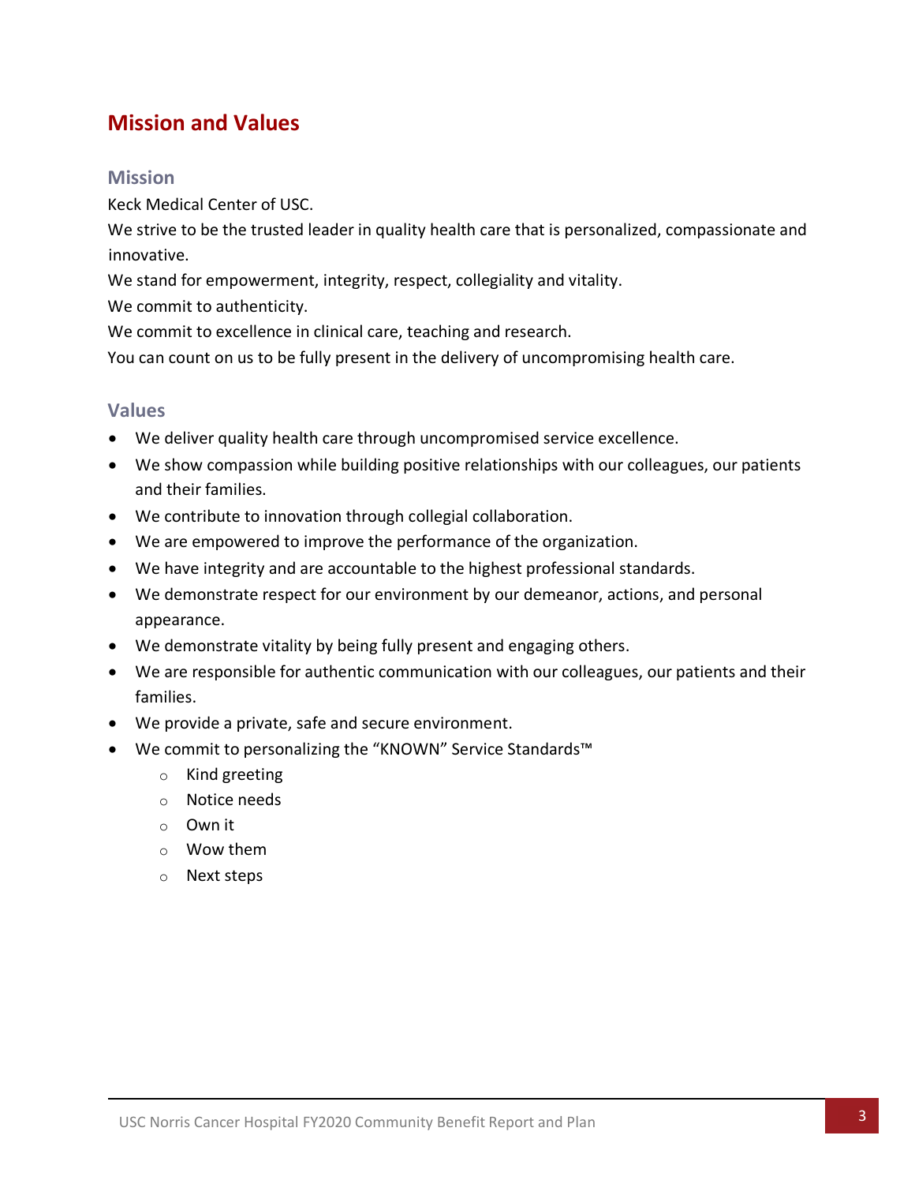## Mission and Values

### Mission

Keck Medical Center of USC.
We strive to be the trusted leader in quality health care that is personalized, compassionate and innovative.
We stand for empowerment, integrity, respect, collegiality and vitality.
We commit to authenticity.
We commit to excellence in clinical care, teaching and research.
You can count on us to be fully present in the delivery of uncompromising health care.

### Values

- We deliver quality health care through uncompromised service excellence.
- We show compassion while building positive relationships with our colleagues, our patients and their families.
- We contribute to innovation through collegial collaboration.
- We are empowered to improve the performance of the organization.
- We have integrity and are accountable to the highest professional standards.
- We demonstrate respect for our environment by our demeanor, actions, and personal appearance.
- We demonstrate vitality by being fully present and engaging others.
- We are responsible for authentic communication with our colleagues, our patients and their families.
- We provide a private, safe and secure environment.
- We commit to personalizing the "KNOWN" Service Standards™
  - Kind greeting
  - Notice needs
  - Own it
  - Wow them
  - Next steps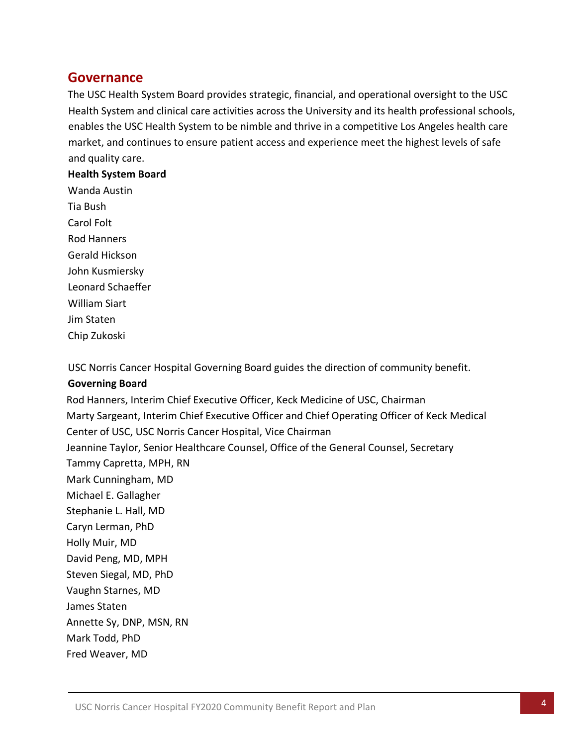## Governance

The USC Health System Board provides strategic, financial, and operational oversight to the USC Health System and clinical care activities across the University and its health professional schools, enables the USC Health System to be nimble and thrive in a competitive Los Angeles health care market, and continues to ensure patient access and experience meet the highest levels of safe and quality care.

**Health System Board**

Wanda Austin
Tia Bush
Carol Folt
Rod Hanners
Gerald Hickson
John Kusmiersky
Leonard Schaeffer
William Siart
Jim Staten
Chip Zukoski

USC Norris Cancer Hospital Governing Board guides the direction of community benefit.

**Governing Board**

Rod Hanners, Interim Chief Executive Officer, Keck Medicine of USC, Chairman
Marty Sargeant, Interim Chief Executive Officer and Chief Operating Officer of Keck Medical Center of USC, USC Norris Cancer Hospital, Vice Chairman
Jeannine Taylor, Senior Healthcare Counsel, Office of the General Counsel, Secretary
Tammy Capretta, MPH, RN
Mark Cunningham, MD
Michael E. Gallagher
Stephanie L. Hall, MD
Caryn Lerman, PhD
Holly Muir, MD
David Peng, MD, MPH
Steven Siegal, MD, PhD
Vaughn Starnes, MD
James Staten
Annette Sy, DNP, MSN, RN
Mark Todd, PhD
Fred Weaver, MD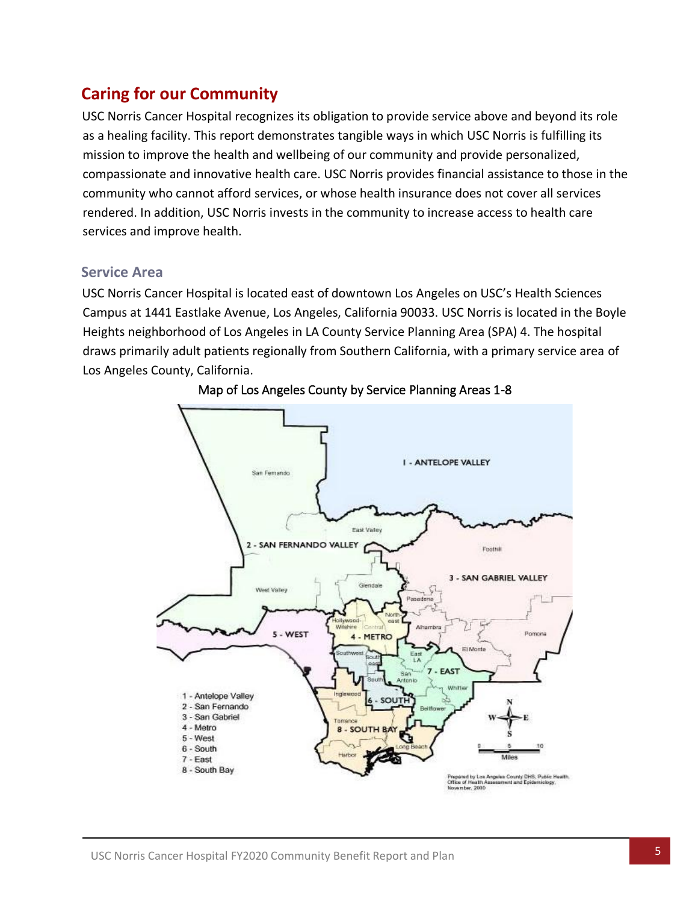## Caring for our Community

USC Norris Cancer Hospital recognizes its obligation to provide service above and beyond its role as a healing facility. This report demonstrates tangible ways in which USC Norris is fulfilling its mission to improve the health and wellbeing of our community and provide personalized, compassionate and innovative health care. USC Norris provides financial assistance to those in the community who cannot afford services, or whose health insurance does not cover all services rendered. In addition, USC Norris invests in the community to increase access to health care services and improve health.

### Service Area

USC Norris Cancer Hospital is located east of downtown Los Angeles on USC's Health Sciences Campus at 1441 Eastlake Avenue, Los Angeles, California 90033. USC Norris is located in the Boyle Heights neighborhood of Los Angeles in LA County Service Planning Area (SPA) 4. The hospital draws primarily adult patients regionally from Southern California, with a primary service area of Los Angeles County, California.

Map of Los Angeles County by Service Planning Areas 1-8

1 - Antelope Valley
2 - San Fernando
3 - San Gabriel
4 - Metro
5 - West
6 - South
7 - East
8 - South Bay

Prepared by Los Angeles County DHS, Public Health, Office of Health Assessment and Epidemiology, November, 2000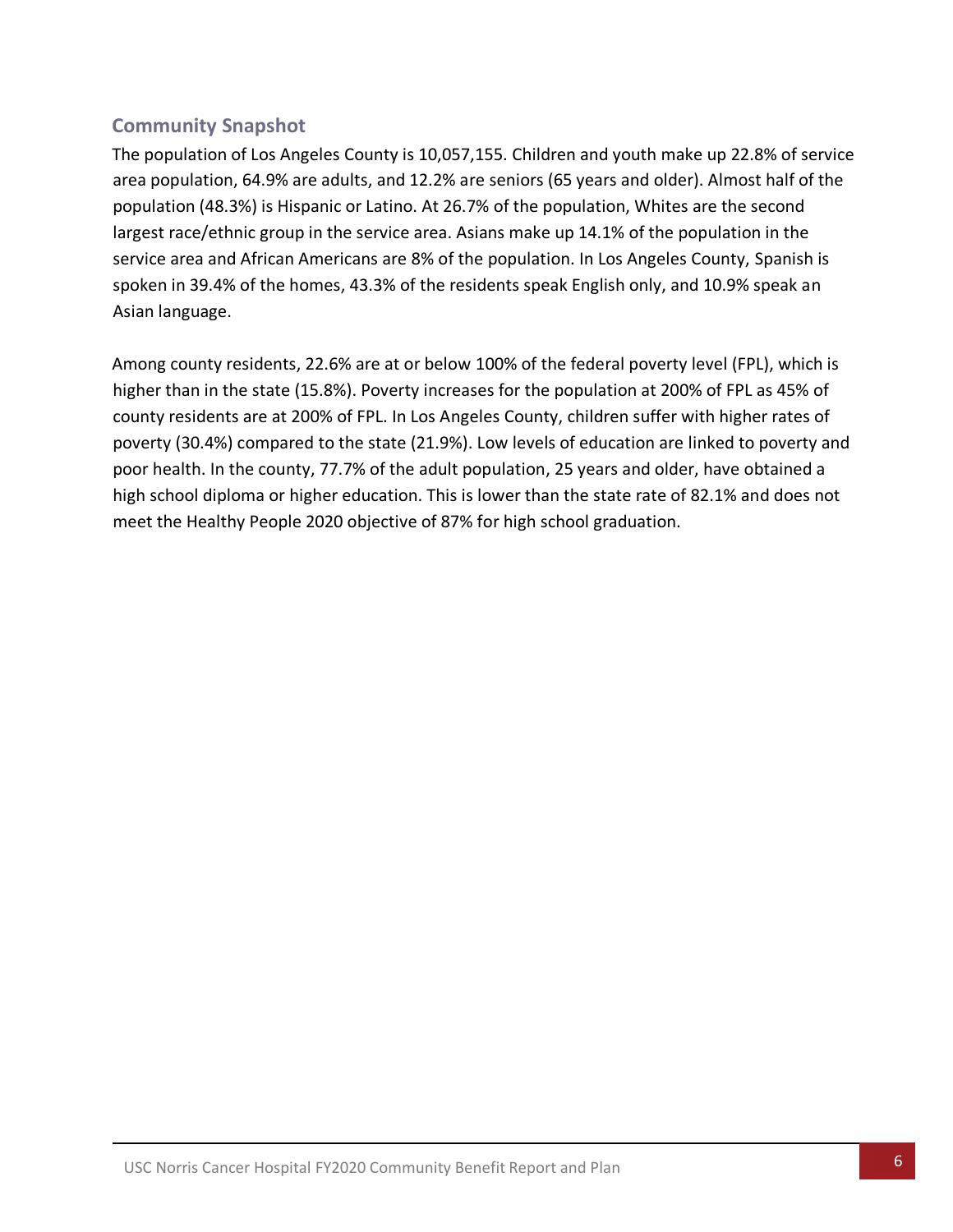## Community Snapshot

The population of Los Angeles County is 10,057,155. Children and youth make up 22.8% of service area population, 64.9% are adults, and 12.2% are seniors (65 years and older). Almost half of the population (48.3%) is Hispanic or Latino. At 26.7% of the population, Whites are the second largest race/ethnic group in the service area. Asians make up 14.1% of the population in the service area and African Americans are 8% of the population. In Los Angeles County, Spanish is spoken in 39.4% of the homes, 43.3% of the residents speak English only, and 10.9% speak an Asian language.

Among county residents, 22.6% are at or below 100% of the federal poverty level (FPL), which is higher than in the state (15.8%). Poverty increases for the population at 200% of FPL as 45% of county residents are at 200% of FPL. In Los Angeles County, children suffer with higher rates of poverty (30.4%) compared to the state (21.9%). Low levels of education are linked to poverty and poor health. In the county, 77.7% of the adult population, 25 years and older, have obtained a high school diploma or higher education. This is lower than the state rate of 82.1% and does not meet the Healthy People 2020 objective of 87% for high school graduation.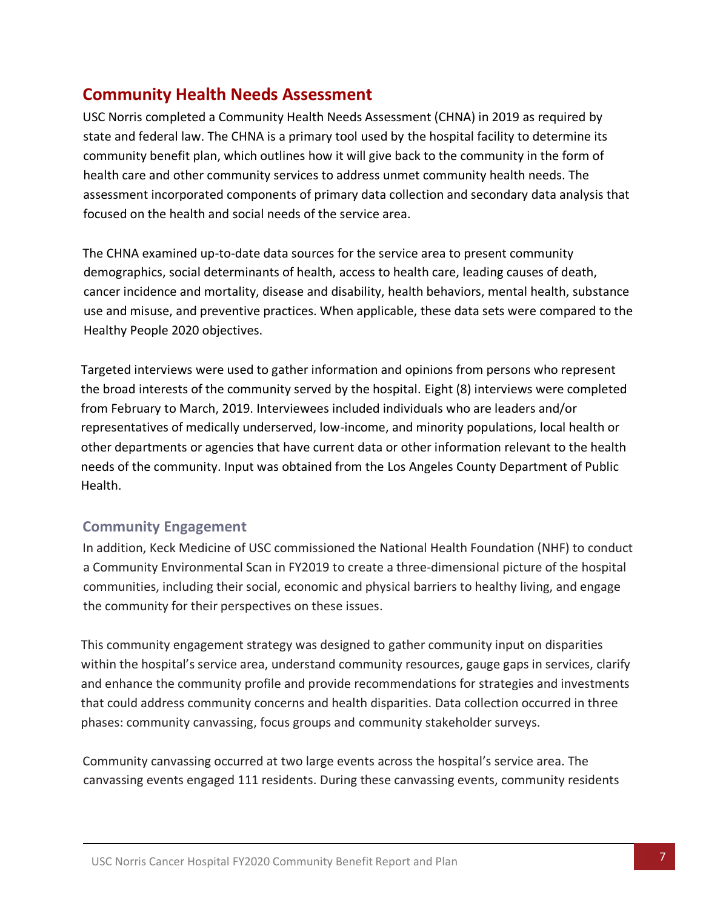## Community Health Needs Assessment

USC Norris completed a Community Health Needs Assessment (CHNA) in 2019 as required by state and federal law. The CHNA is a primary tool used by the hospital facility to determine its community benefit plan, which outlines how it will give back to the community in the form of health care and other community services to address unmet community health needs. The assessment incorporated components of primary data collection and secondary data analysis that focused on the health and social needs of the service area.

The CHNA examined up-to-date data sources for the service area to present community demographics, social determinants of health, access to health care, leading causes of death, cancer incidence and mortality, disease and disability, health behaviors, mental health, substance use and misuse, and preventive practices. When applicable, these data sets were compared to the Healthy People 2020 objectives.

Targeted interviews were used to gather information and opinions from persons who represent the broad interests of the community served by the hospital. Eight (8) interviews were completed from February to March, 2019. Interviewees included individuals who are leaders and/or representatives of medically underserved, low-income, and minority populations, local health or other departments or agencies that have current data or other information relevant to the health needs of the community. Input was obtained from the Los Angeles County Department of Public Health.

### Community Engagement

In addition, Keck Medicine of USC commissioned the National Health Foundation (NHF) to conduct a Community Environmental Scan in FY2019 to create a three-dimensional picture of the hospital communities, including their social, economic and physical barriers to healthy living, and engage the community for their perspectives on these issues.

This community engagement strategy was designed to gather community input on disparities within the hospital's service area, understand community resources, gauge gaps in services, clarify and enhance the community profile and provide recommendations for strategies and investments that could address community concerns and health disparities. Data collection occurred in three phases: community canvassing, focus groups and community stakeholder surveys.

Community canvassing occurred at two large events across the hospital's service area. The canvassing events engaged 111 residents. During these canvassing events, community residents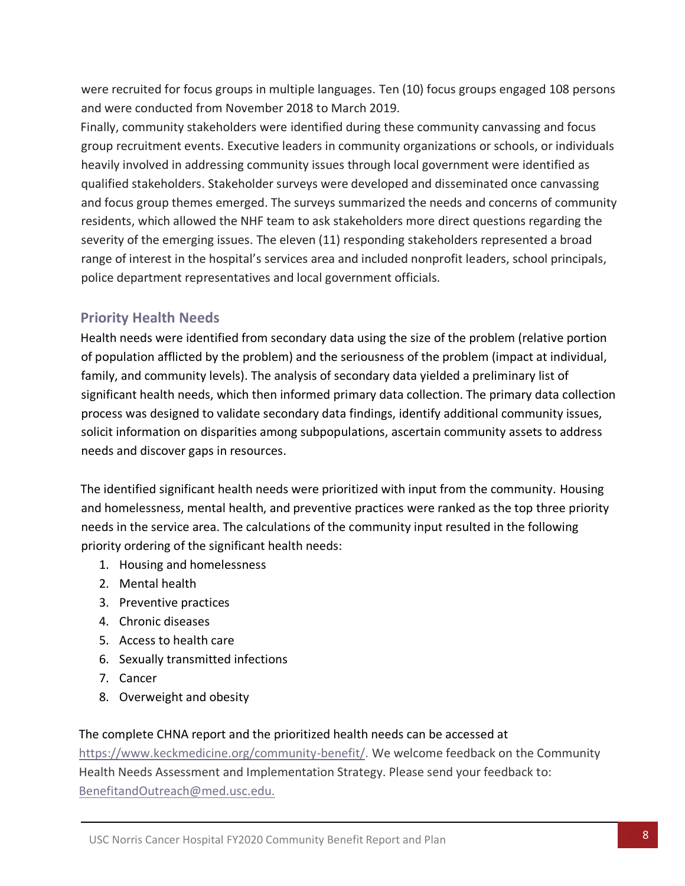were recruited for focus groups in multiple languages. Ten (10) focus groups engaged 108 persons and were conducted from November 2018 to March 2019.

Finally, community stakeholders were identified during these community canvassing and focus group recruitment events. Executive leaders in community organizations or schools, or individuals heavily involved in addressing community issues through local government were identified as qualified stakeholders. Stakeholder surveys were developed and disseminated once canvassing and focus group themes emerged. The surveys summarized the needs and concerns of community residents, which allowed the NHF team to ask stakeholders more direct questions regarding the severity of the emerging issues. The eleven (11) responding stakeholders represented a broad range of interest in the hospital's services area and included nonprofit leaders, school principals, police department representatives and local government officials.

## Priority Health Needs

Health needs were identified from secondary data using the size of the problem (relative portion of population afflicted by the problem) and the seriousness of the problem (impact at individual, family, and community levels). The analysis of secondary data yielded a preliminary list of significant health needs, which then informed primary data collection. The primary data collection process was designed to validate secondary data findings, identify additional community issues, solicit information on disparities among subpopulations, ascertain community assets to address needs and discover gaps in resources.

The identified significant health needs were prioritized with input from the community. Housing and homelessness, mental health, and preventive practices were ranked as the top three priority needs in the service area. The calculations of the community input resulted in the following priority ordering of the significant health needs:

1. Housing and homelessness
2. Mental health
3. Preventive practices
4. Chronic diseases
5. Access to health care
6. Sexually transmitted infections
7. Cancer
8. Overweight and obesity

The complete CHNA report and the prioritized health needs can be accessed at https://www.keckmedicine.org/community-benefit/. We welcome feedback on the Community Health Needs Assessment and Implementation Strategy. Please send your feedback to: BenefitandOutreach@med.usc.edu.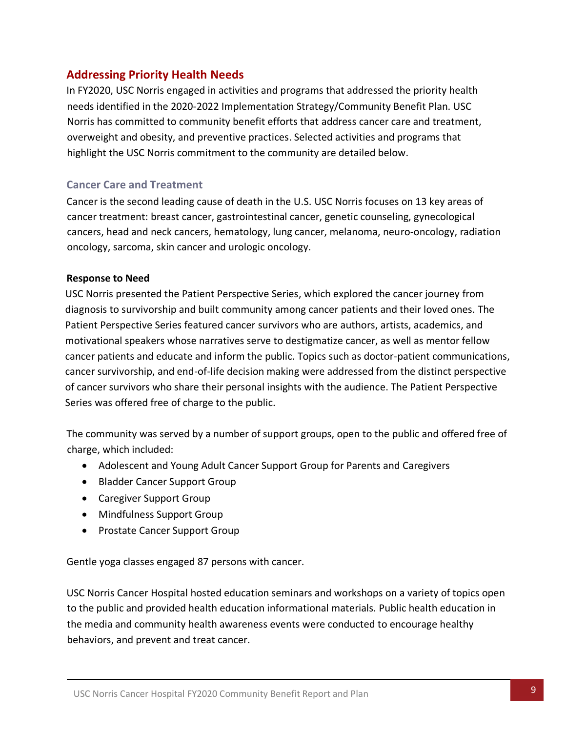## Addressing Priority Health Needs

In FY2020, USC Norris engaged in activities and programs that addressed the priority health needs identified in the 2020-2022 Implementation Strategy/Community Benefit Plan. USC Norris has committed to community benefit efforts that address cancer care and treatment, overweight and obesity, and preventive practices. Selected activities and programs that highlight the USC Norris commitment to the community are detailed below.

### Cancer Care and Treatment

Cancer is the second leading cause of death in the U.S. USC Norris focuses on 13 key areas of cancer treatment: breast cancer, gastrointestinal cancer, genetic counseling, gynecological cancers, head and neck cancers, hematology, lung cancer, melanoma, neuro-oncology, radiation oncology, sarcoma, skin cancer and urologic oncology.

**Response to Need**

USC Norris presented the Patient Perspective Series, which explored the cancer journey from diagnosis to survivorship and built community among cancer patients and their loved ones. The Patient Perspective Series featured cancer survivors who are authors, artists, academics, and motivational speakers whose narratives serve to destigmatize cancer, as well as mentor fellow cancer patients and educate and inform the public. Topics such as doctor-patient communications, cancer survivorship, and end-of-life decision making were addressed from the distinct perspective of cancer survivors who share their personal insights with the audience. The Patient Perspective Series was offered free of charge to the public.

The community was served by a number of support groups, open to the public and offered free of charge, which included:

- Adolescent and Young Adult Cancer Support Group for Parents and Caregivers
- Bladder Cancer Support Group
- Caregiver Support Group
- Mindfulness Support Group
- Prostate Cancer Support Group

Gentle yoga classes engaged 87 persons with cancer.

USC Norris Cancer Hospital hosted education seminars and workshops on a variety of topics open to the public and provided health education informational materials. Public health education in the media and community health awareness events were conducted to encourage healthy behaviors, and prevent and treat cancer.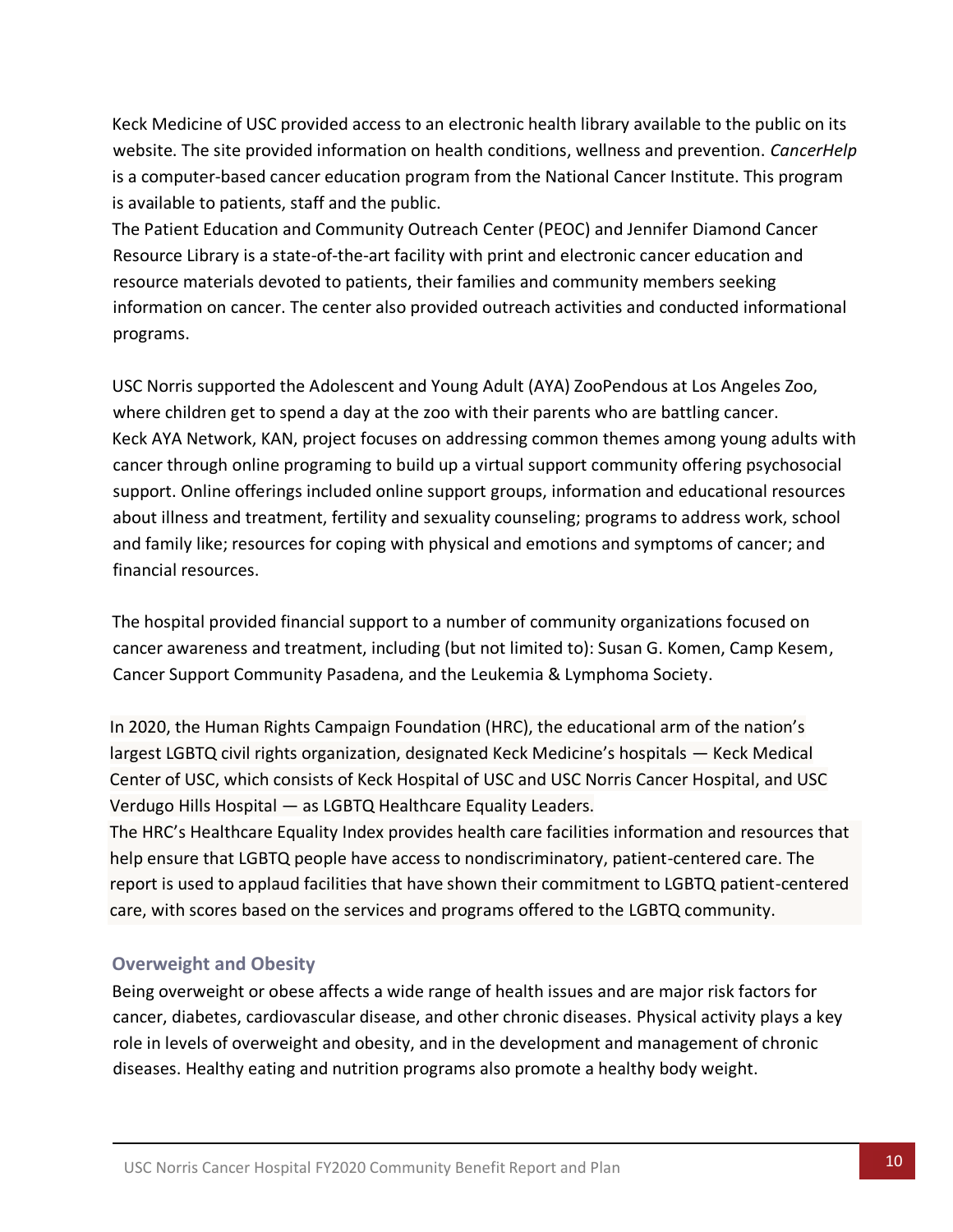Keck Medicine of USC provided access to an electronic health library available to the public on its website. The site provided information on health conditions, wellness and prevention. *CancerHelp* is a computer-based cancer education program from the National Cancer Institute. This program is available to patients, staff and the public.

The Patient Education and Community Outreach Center (PEOC) and Jennifer Diamond Cancer Resource Library is a state-of-the-art facility with print and electronic cancer education and resource materials devoted to patients, their families and community members seeking information on cancer. The center also provided outreach activities and conducted informational programs.

USC Norris supported the Adolescent and Young Adult (AYA) ZooPendous at Los Angeles Zoo, where children get to spend a day at the zoo with their parents who are battling cancer.

Keck AYA Network, KAN, project focuses on addressing common themes among young adults with cancer through online programing to build up a virtual support community offering psychosocial support. Online offerings included online support groups, information and educational resources about illness and treatment, fertility and sexuality counseling; programs to address work, school and family like; resources for coping with physical and emotions and symptoms of cancer; and financial resources.

The hospital provided financial support to a number of community organizations focused on cancer awareness and treatment, including (but not limited to): Susan G. Komen, Camp Kesem, Cancer Support Community Pasadena, and the Leukemia & Lymphoma Society.

In 2020, the Human Rights Campaign Foundation (HRC), the educational arm of the nation's largest LGBTQ civil rights organization, designated Keck Medicine's hospitals — Keck Medical Center of USC, which consists of Keck Hospital of USC and USC Norris Cancer Hospital, and USC Verdugo Hills Hospital — as LGBTQ Healthcare Equality Leaders.

The HRC's Healthcare Equality Index provides health care facilities information and resources that help ensure that LGBTQ people have access to nondiscriminatory, patient-centered care. The report is used to applaud facilities that have shown their commitment to LGBTQ patient-centered care, with scores based on the services and programs offered to the LGBTQ community.

### Overweight and Obesity

Being overweight or obese affects a wide range of health issues and are major risk factors for cancer, diabetes, cardiovascular disease, and other chronic diseases. Physical activity plays a key role in levels of overweight and obesity, and in the development and management of chronic diseases. Healthy eating and nutrition programs also promote a healthy body weight.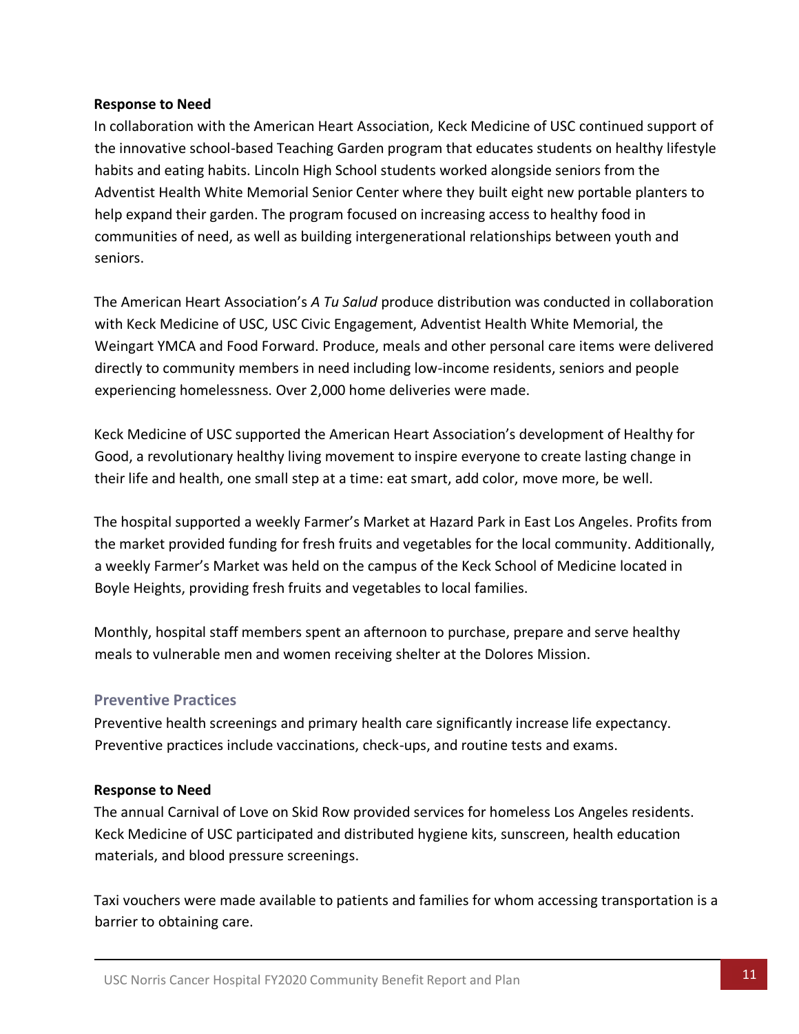**Response to Need**

In collaboration with the American Heart Association, Keck Medicine of USC continued support of the innovative school-based Teaching Garden program that educates students on healthy lifestyle habits and eating habits. Lincoln High School students worked alongside seniors from the Adventist Health White Memorial Senior Center where they built eight new portable planters to help expand their garden. The program focused on increasing access to healthy food in communities of need, as well as building intergenerational relationships between youth and seniors.

The American Heart Association's *A Tu Salud* produce distribution was conducted in collaboration with Keck Medicine of USC, USC Civic Engagement, Adventist Health White Memorial, the Weingart YMCA and Food Forward. Produce, meals and other personal care items were delivered directly to community members in need including low-income residents, seniors and people experiencing homelessness. Over 2,000 home deliveries were made.

Keck Medicine of USC supported the American Heart Association's development of Healthy for Good, a revolutionary healthy living movement to inspire everyone to create lasting change in their life and health, one small step at a time: eat smart, add color, move more, be well.

The hospital supported a weekly Farmer's Market at Hazard Park in East Los Angeles. Profits from the market provided funding for fresh fruits and vegetables for the local community. Additionally, a weekly Farmer's Market was held on the campus of the Keck School of Medicine located in Boyle Heights, providing fresh fruits and vegetables to local families.

Monthly, hospital staff members spent an afternoon to purchase, prepare and serve healthy meals to vulnerable men and women receiving shelter at the Dolores Mission.

### Preventive Practices

Preventive health screenings and primary health care significantly increase life expectancy. Preventive practices include vaccinations, check-ups, and routine tests and exams.

**Response to Need**

The annual Carnival of Love on Skid Row provided services for homeless Los Angeles residents. Keck Medicine of USC participated and distributed hygiene kits, sunscreen, health education materials, and blood pressure screenings.

Taxi vouchers were made available to patients and families for whom accessing transportation is a barrier to obtaining care.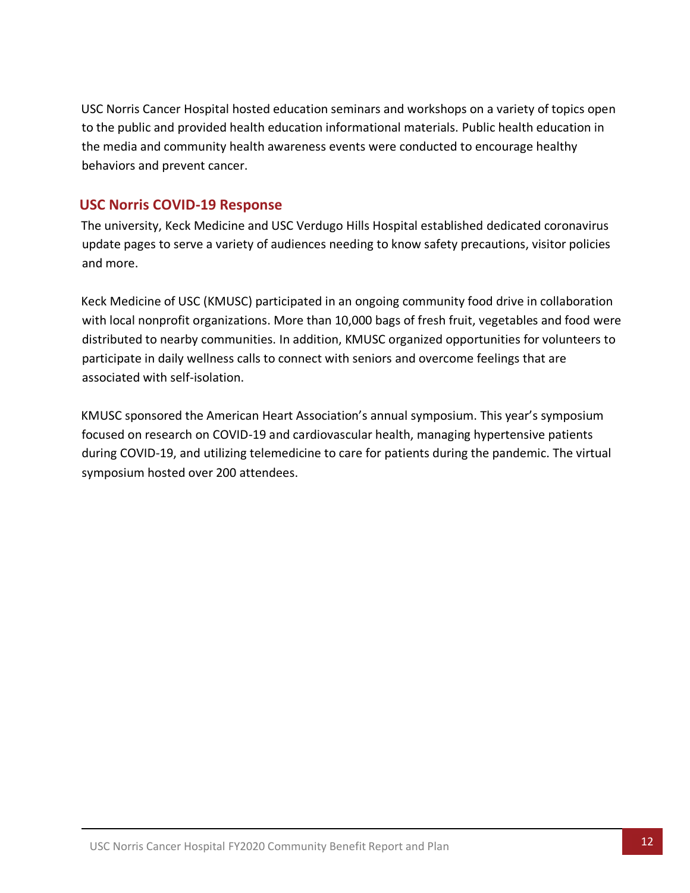USC Norris Cancer Hospital hosted education seminars and workshops on a variety of topics open to the public and provided health education informational materials. Public health education in the media and community health awareness events were conducted to encourage healthy behaviors and prevent cancer.

## USC Norris COVID-19 Response

The university, Keck Medicine and USC Verdugo Hills Hospital established dedicated coronavirus update pages to serve a variety of audiences needing to know safety precautions, visitor policies and more.

Keck Medicine of USC (KMUSC) participated in an ongoing community food drive in collaboration with local nonprofit organizations. More than 10,000 bags of fresh fruit, vegetables and food were distributed to nearby communities. In addition, KMUSC organized opportunities for volunteers to participate in daily wellness calls to connect with seniors and overcome feelings that are associated with self-isolation.

KMUSC sponsored the American Heart Association's annual symposium. This year's symposium focused on research on COVID-19 and cardiovascular health, managing hypertensive patients during COVID-19, and utilizing telemedicine to care for patients during the pandemic. The virtual symposium hosted over 200 attendees.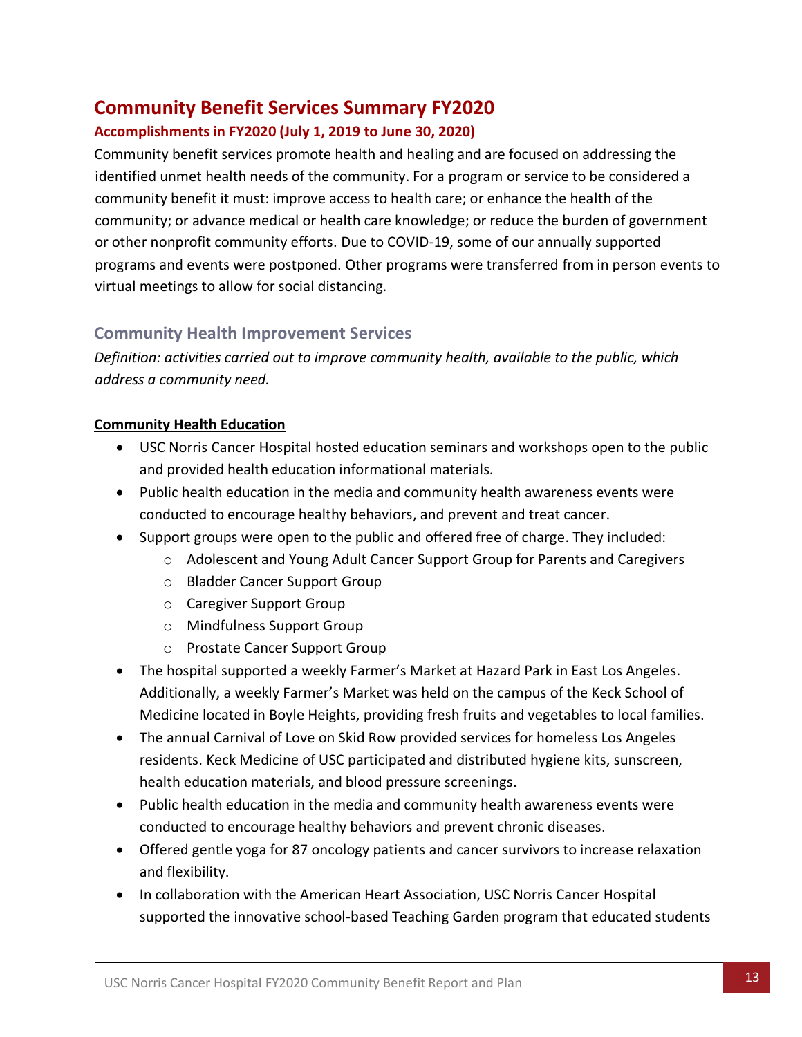# Community Benefit Services Summary FY2020

### Accomplishments in FY2020 (July 1, 2019 to June 30, 2020)

Community benefit services promote health and healing and are focused on addressing the identified unmet health needs of the community. For a program or service to be considered a community benefit it must: improve access to health care; or enhance the health of the community; or advance medical or health care knowledge; or reduce the burden of government or other nonprofit community efforts. Due to COVID-19, some of our annually supported programs and events were postponed. Other programs were transferred from in person events to virtual meetings to allow for social distancing.

## Community Health Improvement Services

*Definition: activities carried out to improve community health, available to the public, which address a community need.*

**Community Health Education**

- USC Norris Cancer Hospital hosted education seminars and workshops open to the public and provided health education informational materials.
- Public health education in the media and community health awareness events were conducted to encourage healthy behaviors, and prevent and treat cancer.
- Support groups were open to the public and offered free of charge. They included:
  - Adolescent and Young Adult Cancer Support Group for Parents and Caregivers
  - Bladder Cancer Support Group
  - Caregiver Support Group
  - Mindfulness Support Group
  - Prostate Cancer Support Group
- The hospital supported a weekly Farmer's Market at Hazard Park in East Los Angeles. Additionally, a weekly Farmer's Market was held on the campus of the Keck School of Medicine located in Boyle Heights, providing fresh fruits and vegetables to local families.
- The annual Carnival of Love on Skid Row provided services for homeless Los Angeles residents. Keck Medicine of USC participated and distributed hygiene kits, sunscreen, health education materials, and blood pressure screenings.
- Public health education in the media and community health awareness events were conducted to encourage healthy behaviors and prevent chronic diseases.
- Offered gentle yoga for 87 oncology patients and cancer survivors to increase relaxation and flexibility.
- In collaboration with the American Heart Association, USC Norris Cancer Hospital supported the innovative school-based Teaching Garden program that educated students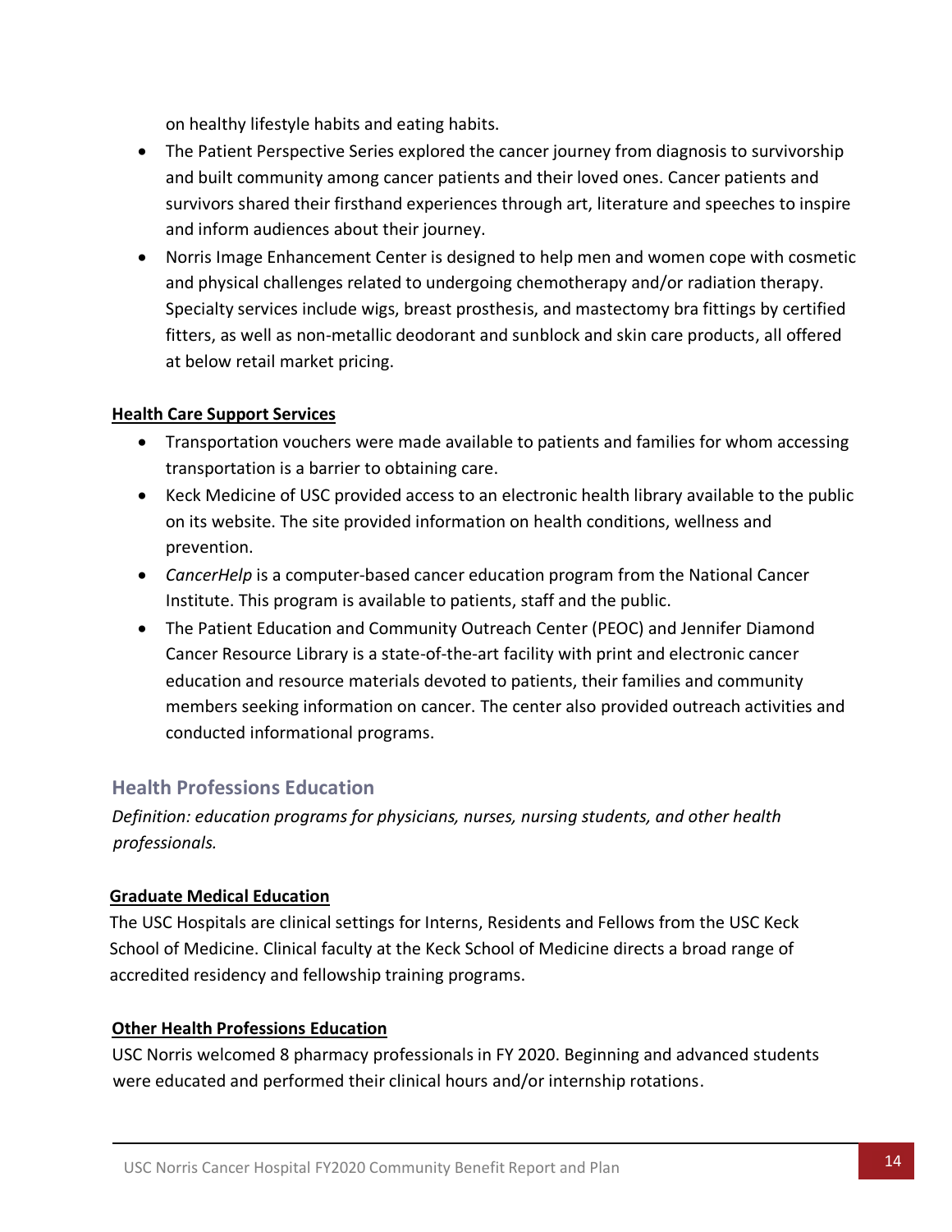on healthy lifestyle habits and eating habits.

- The Patient Perspective Series explored the cancer journey from diagnosis to survivorship and built community among cancer patients and their loved ones. Cancer patients and survivors shared their firsthand experiences through art, literature and speeches to inspire and inform audiences about their journey.
- Norris Image Enhancement Center is designed to help men and women cope with cosmetic and physical challenges related to undergoing chemotherapy and/or radiation therapy. Specialty services include wigs, breast prosthesis, and mastectomy bra fittings by certified fitters, as well as non-metallic deodorant and sunblock and skin care products, all offered at below retail market pricing.

**Health Care Support Services**

- Transportation vouchers were made available to patients and families for whom accessing transportation is a barrier to obtaining care.
- Keck Medicine of USC provided access to an electronic health library available to the public on its website. The site provided information on health conditions, wellness and prevention.
- *CancerHelp* is a computer-based cancer education program from the National Cancer Institute. This program is available to patients, staff and the public.
- The Patient Education and Community Outreach Center (PEOC) and Jennifer Diamond Cancer Resource Library is a state-of-the-art facility with print and electronic cancer education and resource materials devoted to patients, their families and community members seeking information on cancer. The center also provided outreach activities and conducted informational programs.

## Health Professions Education

*Definition: education programs for physicians, nurses, nursing students, and other health professionals.*

**Graduate Medical Education**

The USC Hospitals are clinical settings for Interns, Residents and Fellows from the USC Keck School of Medicine. Clinical faculty at the Keck School of Medicine directs a broad range of accredited residency and fellowship training programs.

**Other Health Professions Education**

USC Norris welcomed 8 pharmacy professionals in FY 2020. Beginning and advanced students were educated and performed their clinical hours and/or internship rotations.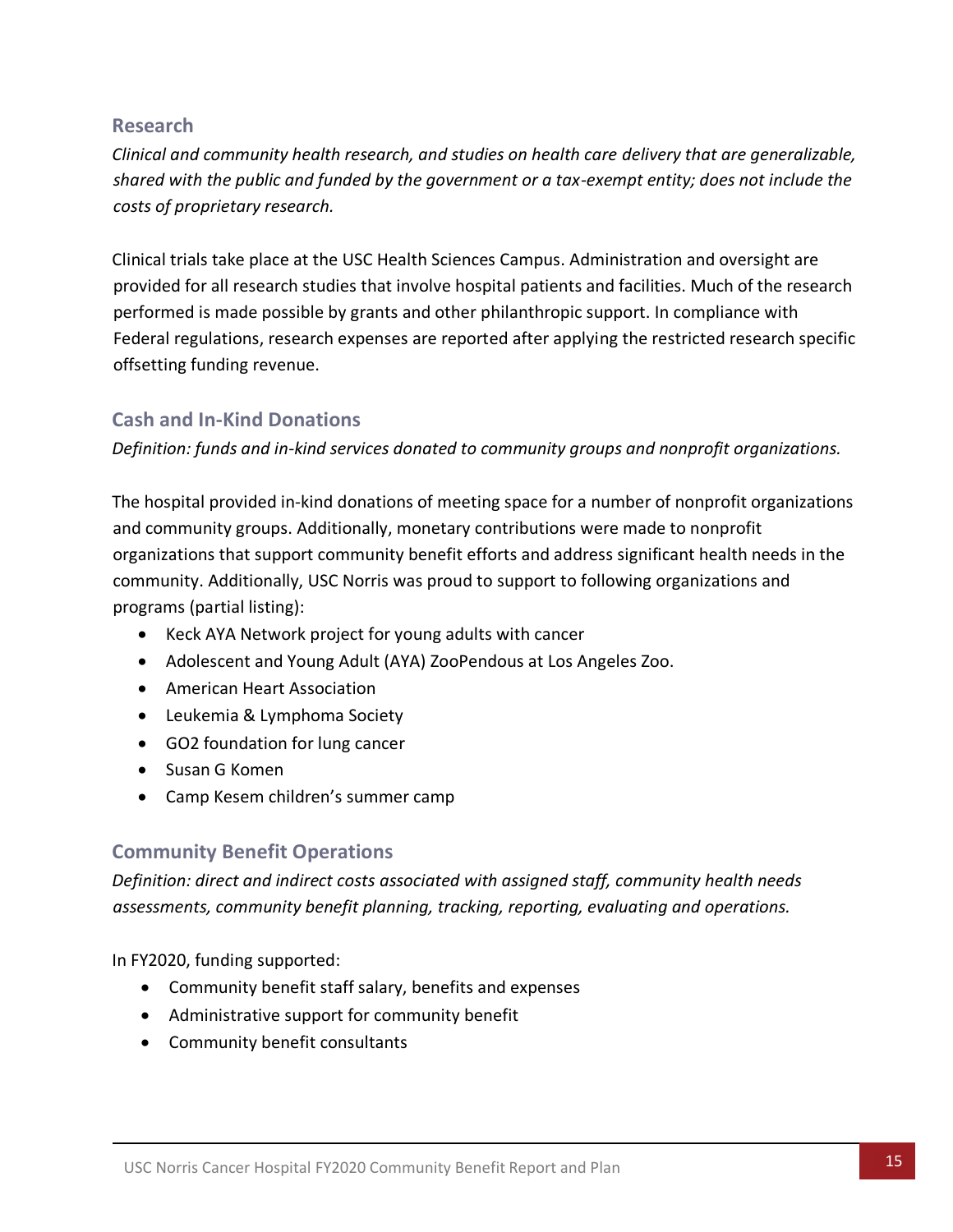## Research

*Clinical and community health research, and studies on health care delivery that are generalizable, shared with the public and funded by the government or a tax-exempt entity; does not include the costs of proprietary research.*

Clinical trials take place at the USC Health Sciences Campus. Administration and oversight are provided for all research studies that involve hospital patients and facilities. Much of the research performed is made possible by grants and other philanthropic support. In compliance with Federal regulations, research expenses are reported after applying the restricted research specific offsetting funding revenue.

## Cash and In-Kind Donations

*Definition: funds and in-kind services donated to community groups and nonprofit organizations.*

The hospital provided in-kind donations of meeting space for a number of nonprofit organizations and community groups. Additionally, monetary contributions were made to nonprofit organizations that support community benefit efforts and address significant health needs in the community. Additionally, USC Norris was proud to support to following organizations and programs (partial listing):

- Keck AYA Network project for young adults with cancer
- Adolescent and Young Adult (AYA) ZooPendous at Los Angeles Zoo.
- American Heart Association
- Leukemia & Lymphoma Society
- GO2 foundation for lung cancer
- Susan G Komen
- Camp Kesem children's summer camp

## Community Benefit Operations

*Definition: direct and indirect costs associated with assigned staff, community health needs assessments, community benefit planning, tracking, reporting, evaluating and operations.*

In FY2020, funding supported:

- Community benefit staff salary, benefits and expenses
- Administrative support for community benefit
- Community benefit consultants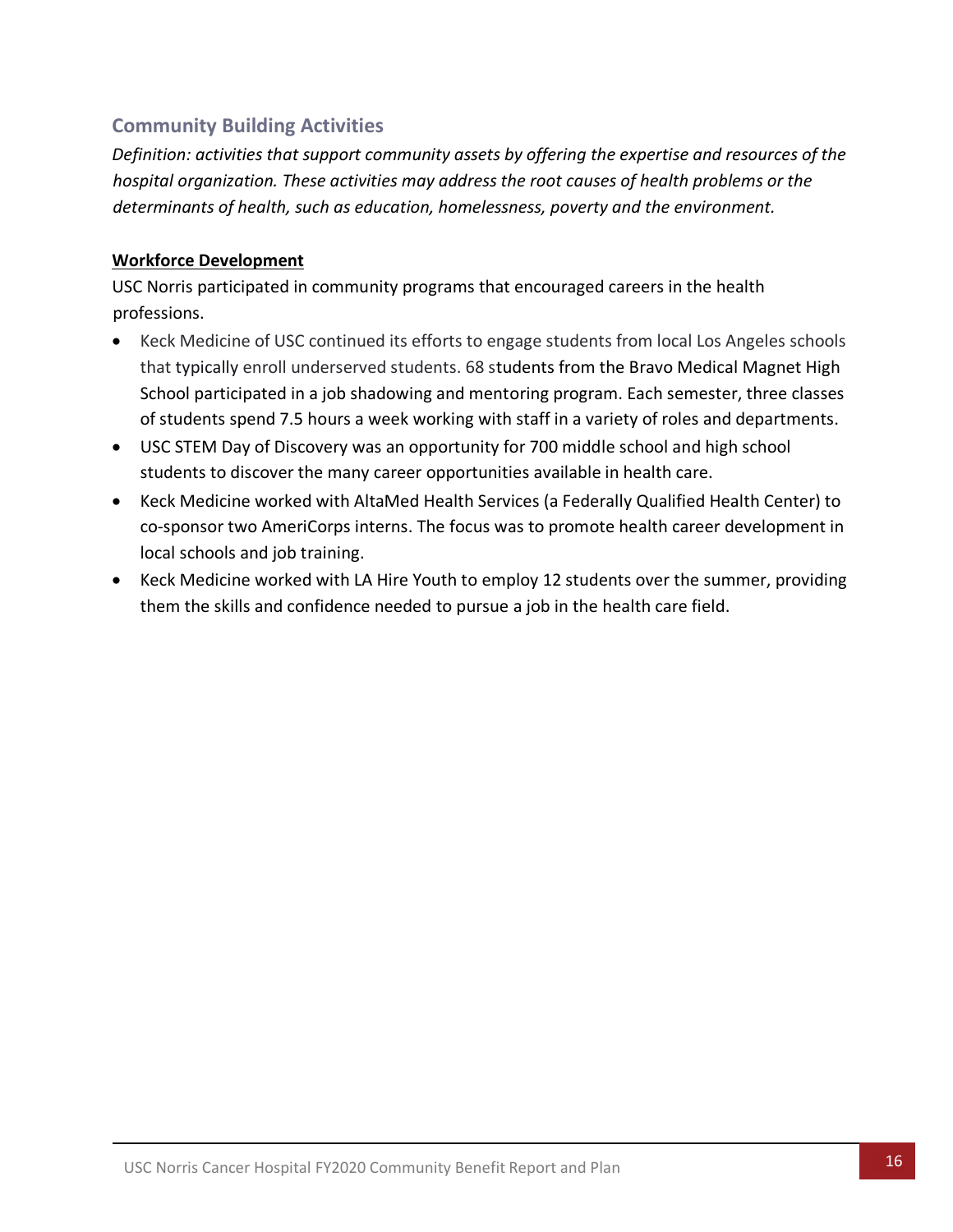## Community Building Activities

*Definition: activities that support community assets by offering the expertise and resources of the hospital organization. These activities may address the root causes of health problems or the determinants of health, such as education, homelessness, poverty and the environment.*

**Workforce Development**

USC Norris participated in community programs that encouraged careers in the health professions.

- Keck Medicine of USC continued its efforts to engage students from local Los Angeles schools that typically enroll underserved students. 68 students from the Bravo Medical Magnet High School participated in a job shadowing and mentoring program. Each semester, three classes of students spend 7.5 hours a week working with staff in a variety of roles and departments.
- USC STEM Day of Discovery was an opportunity for 700 middle school and high school students to discover the many career opportunities available in health care.
- Keck Medicine worked with AltaMed Health Services (a Federally Qualified Health Center) to co-sponsor two AmeriCorps interns. The focus was to promote health career development in local schools and job training.
- Keck Medicine worked with LA Hire Youth to employ 12 students over the summer, providing them the skills and confidence needed to pursue a job in the health care field.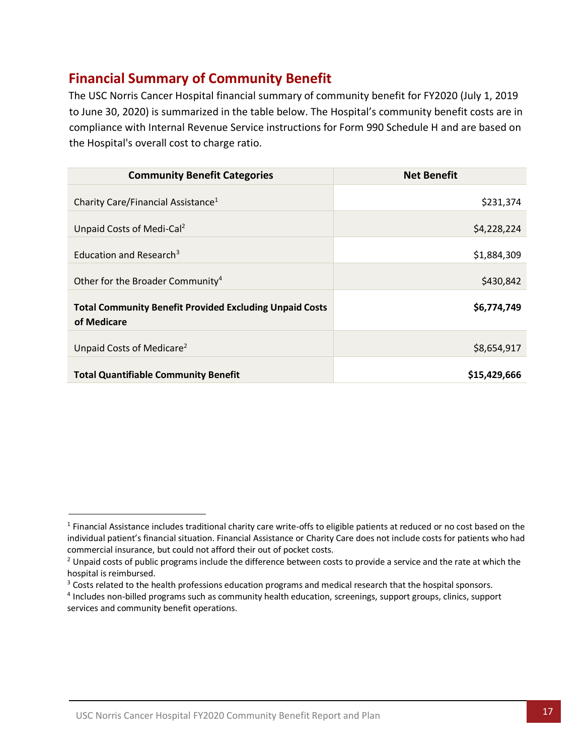## Financial Summary of Community Benefit

The USC Norris Cancer Hospital financial summary of community benefit for FY2020 (July 1, 2019 to June 30, 2020) is summarized in the table below. The Hospital's community benefit costs are in compliance with Internal Revenue Service instructions for Form 990 Schedule H and are based on the Hospital's overall cost to charge ratio.

| Community Benefit Categories | Net Benefit |
|---|---|
| Charity Care/Financial Assistance[1] | $231,374 |
| Unpaid Costs of Medi-Cal[2] | $4,228,224 |
| Education and Research[3] | $1,884,309 |
| Other for the Broader Community[4] | $430,842 |
| **Total Community Benefit Provided Excluding Unpaid Costs of Medicare** | **$6,774,749** |
| Unpaid Costs of Medicare[2] | $8,654,917 |
| **Total Quantifiable Community Benefit** | **$15,429,666** |

[1] Financial Assistance includes traditional charity care write-offs to eligible patients at reduced or no cost based on the individual patient's financial situation. Financial Assistance or Charity Care does not include costs for patients who had commercial insurance, but could not afford their out of pocket costs.

[2] Unpaid costs of public programs include the difference between costs to provide a service and the rate at which the hospital is reimbursed.

[3] Costs related to the health professions education programs and medical research that the hospital sponsors.

[4] Includes non-billed programs such as community health education, screenings, support groups, clinics, support services and community benefit operations.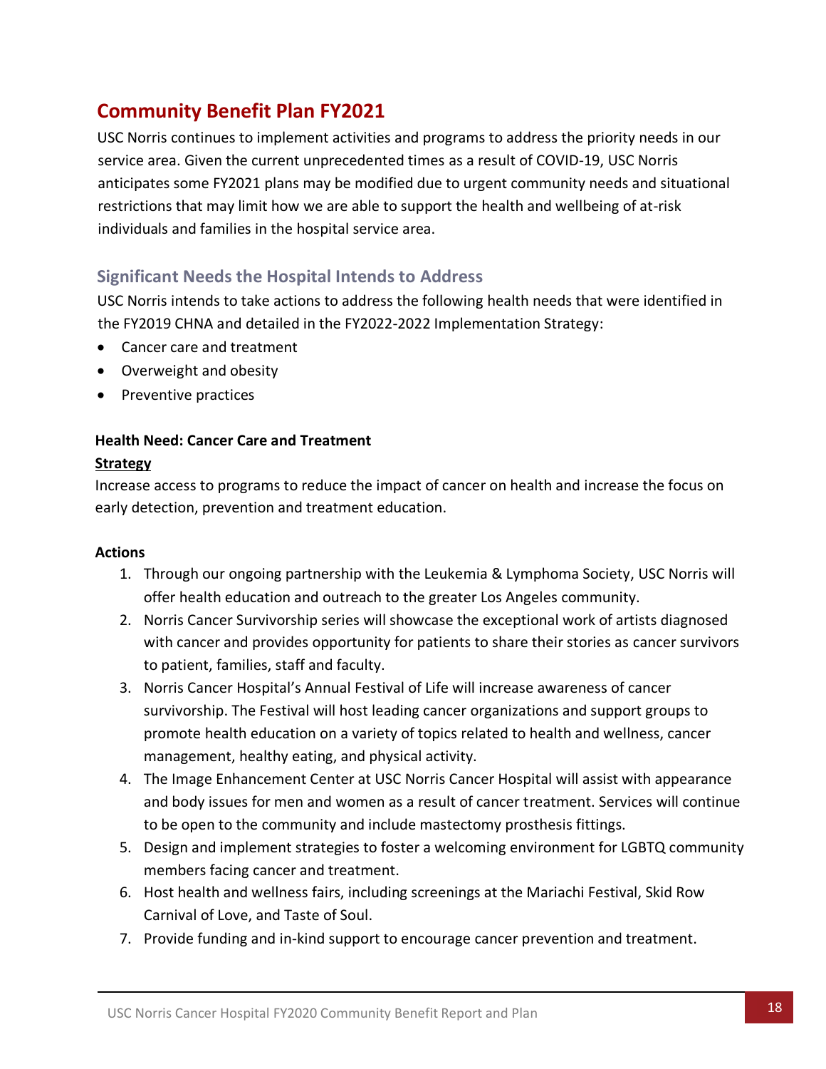## Community Benefit Plan FY2021

USC Norris continues to implement activities and programs to address the priority needs in our service area. Given the current unprecedented times as a result of COVID-19, USC Norris anticipates some FY2021 plans may be modified due to urgent community needs and situational restrictions that may limit how we are able to support the health and wellbeing of at-risk individuals and families in the hospital service area.

### Significant Needs the Hospital Intends to Address

USC Norris intends to take actions to address the following health needs that were identified in the FY2019 CHNA and detailed in the FY2022-2022 Implementation Strategy:

- Cancer care and treatment
- Overweight and obesity
- Preventive practices

**Health Need: Cancer Care and Treatment**

**Strategy**

Increase access to programs to reduce the impact of cancer on health and increase the focus on early detection, prevention and treatment education.

**Actions**

1. Through our ongoing partnership with the Leukemia & Lymphoma Society, USC Norris will offer health education and outreach to the greater Los Angeles community.
2. Norris Cancer Survivorship series will showcase the exceptional work of artists diagnosed with cancer and provides opportunity for patients to share their stories as cancer survivors to patient, families, staff and faculty.
3. Norris Cancer Hospital's Annual Festival of Life will increase awareness of cancer survivorship. The Festival will host leading cancer organizations and support groups to promote health education on a variety of topics related to health and wellness, cancer management, healthy eating, and physical activity.
4. The Image Enhancement Center at USC Norris Cancer Hospital will assist with appearance and body issues for men and women as a result of cancer treatment. Services will continue to be open to the community and include mastectomy prosthesis fittings.
5. Design and implement strategies to foster a welcoming environment for LGBTQ community members facing cancer and treatment.
6. Host health and wellness fairs, including screenings at the Mariachi Festival, Skid Row Carnival of Love, and Taste of Soul.
7. Provide funding and in-kind support to encourage cancer prevention and treatment.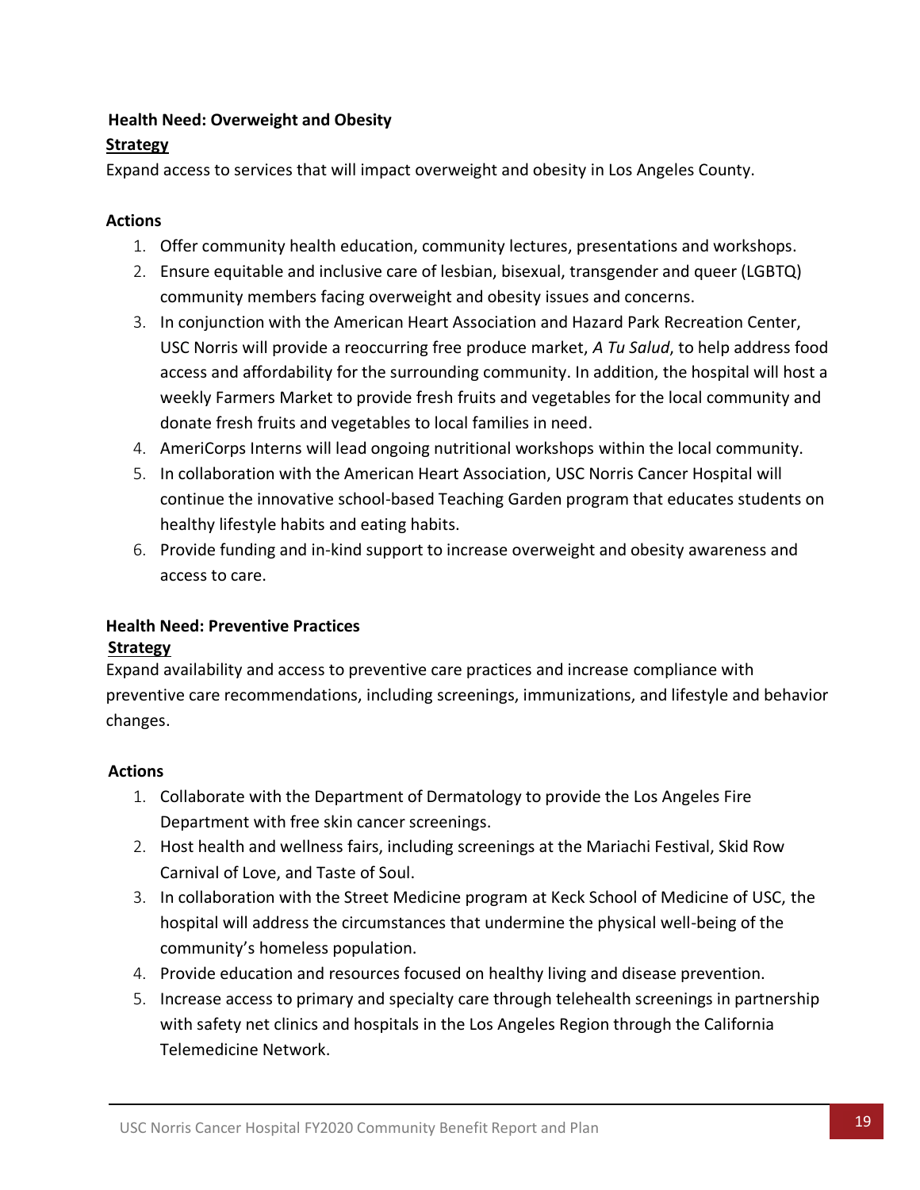**Health Need: Overweight and Obesity**

**Strategy**

Expand access to services that will impact overweight and obesity in Los Angeles County.

**Actions**

1. Offer community health education, community lectures, presentations and workshops.
2. Ensure equitable and inclusive care of lesbian, bisexual, transgender and queer (LGBTQ) community members facing overweight and obesity issues and concerns.
3. In conjunction with the American Heart Association and Hazard Park Recreation Center, USC Norris will provide a reoccurring free produce market, *A Tu Salud*, to help address food access and affordability for the surrounding community. In addition, the hospital will host a weekly Farmers Market to provide fresh fruits and vegetables for the local community and donate fresh fruits and vegetables to local families in need.
4. AmeriCorps Interns will lead ongoing nutritional workshops within the local community.
5. In collaboration with the American Heart Association, USC Norris Cancer Hospital will continue the innovative school-based Teaching Garden program that educates students on healthy lifestyle habits and eating habits.
6. Provide funding and in-kind support to increase overweight and obesity awareness and access to care.

**Health Need: Preventive Practices**

**Strategy**

Expand availability and access to preventive care practices and increase compliance with preventive care recommendations, including screenings, immunizations, and lifestyle and behavior changes.

**Actions**

1. Collaborate with the Department of Dermatology to provide the Los Angeles Fire Department with free skin cancer screenings.
2. Host health and wellness fairs, including screenings at the Mariachi Festival, Skid Row Carnival of Love, and Taste of Soul.
3. In collaboration with the Street Medicine program at Keck School of Medicine of USC, the hospital will address the circumstances that undermine the physical well-being of the community's homeless population.
4. Provide education and resources focused on healthy living and disease prevention.
5. Increase access to primary and specialty care through telehealth screenings in partnership with safety net clinics and hospitals in the Los Angeles Region through the California Telemedicine Network.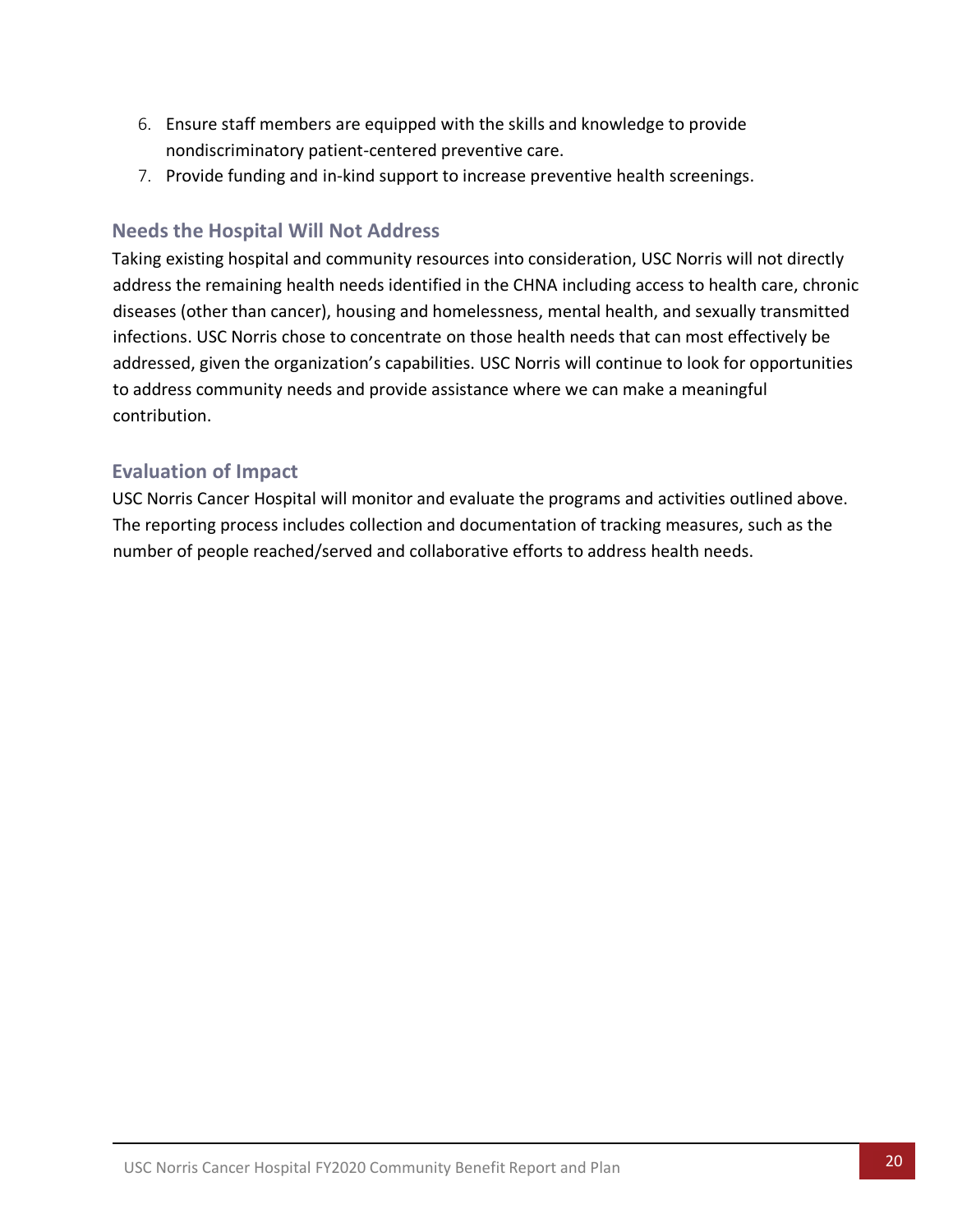6. Ensure staff members are equipped with the skills and knowledge to provide nondiscriminatory patient-centered preventive care.
7. Provide funding and in-kind support to increase preventive health screenings.

### Needs the Hospital Will Not Address

Taking existing hospital and community resources into consideration, USC Norris will not directly address the remaining health needs identified in the CHNA including access to health care, chronic diseases (other than cancer), housing and homelessness, mental health, and sexually transmitted infections. USC Norris chose to concentrate on those health needs that can most effectively be addressed, given the organization's capabilities. USC Norris will continue to look for opportunities to address community needs and provide assistance where we can make a meaningful contribution.

### Evaluation of Impact

USC Norris Cancer Hospital will monitor and evaluate the programs and activities outlined above. The reporting process includes collection and documentation of tracking measures, such as the number of people reached/served and collaborative efforts to address health needs.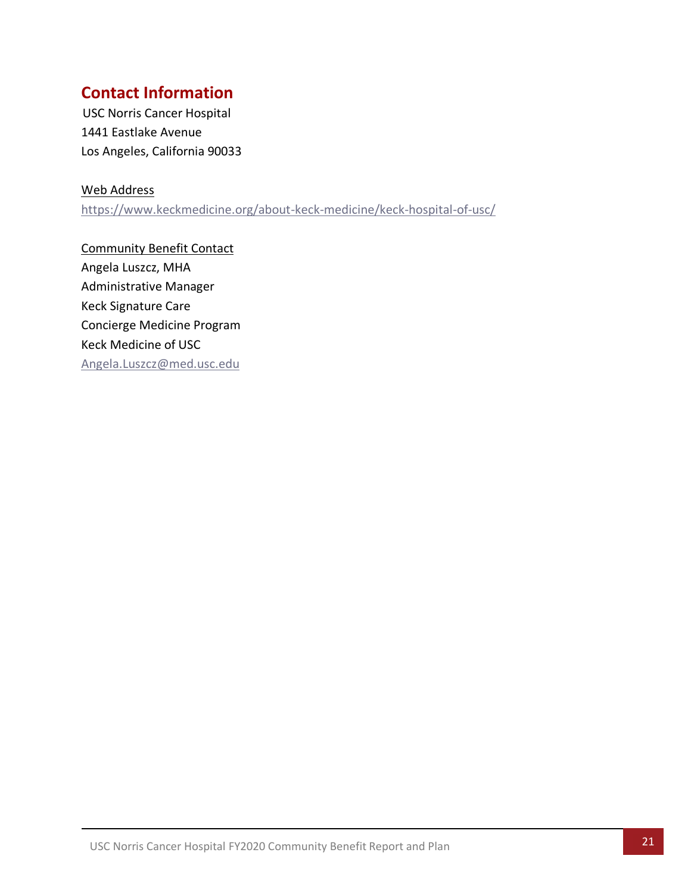## Contact Information

USC Norris Cancer Hospital
1441 Eastlake Avenue
Los Angeles, California 90033

Web Address
https://www.keckmedicine.org/about-keck-medicine/keck-hospital-of-usc/

Community Benefit Contact
Angela Luszcz, MHA
Administrative Manager
Keck Signature Care
Concierge Medicine Program
Keck Medicine of USC
Angela.Luszcz@med.usc.edu